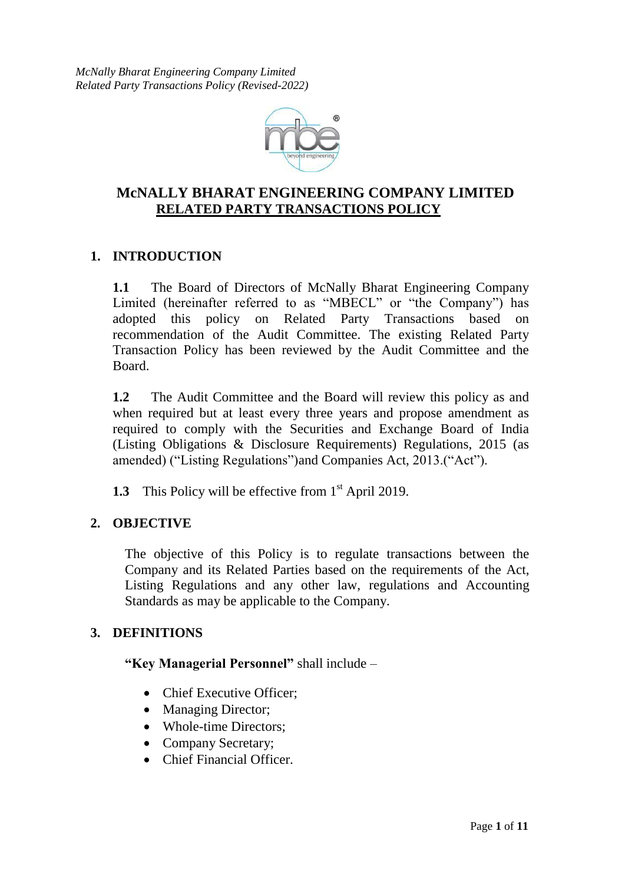# McNALLY BHARAT ENGINEERING COMPANY LIMITED

## RELATED PARTY TRANSACTIONS POLICY

### 1. INTRODUCTION

**1.1** The Board of Directors of McNally Bharat Engineering Company Limited (hereinafter referred to as "MBECL" or "the Company") has adopted this policy on Related Party Transactions based on recommendation of the Audit Committee. The existing Related Party Transaction Policy has been reviewed by the Audit Committee and the Board.

**1.2** The Audit Committee and the Board will review this policy as and when required but at least every three years and propose amendment as required to comply with the Securities and Exchange Board of India (Listing Obligations & Disclosure Requirements) Regulations, 2015 (as amended) ("Listing Regulations")and Companies Act, 2013.("Act").

**1.3** This Policy will be effective from 1st April 2019.

### 2. OBJECTIVE

The objective of this Policy is to regulate transactions between the Company and its Related Parties based on the requirements of the Act, Listing Regulations and any other law, regulations and Accounting Standards as may be applicable to the Company.

### 3. DEFINITIONS

**"Key Managerial Personnel"** shall include –

- Chief Executive Officer;
- Managing Director;
- Whole-time Directors;
- Company Secretary;
- Chief Financial Officer.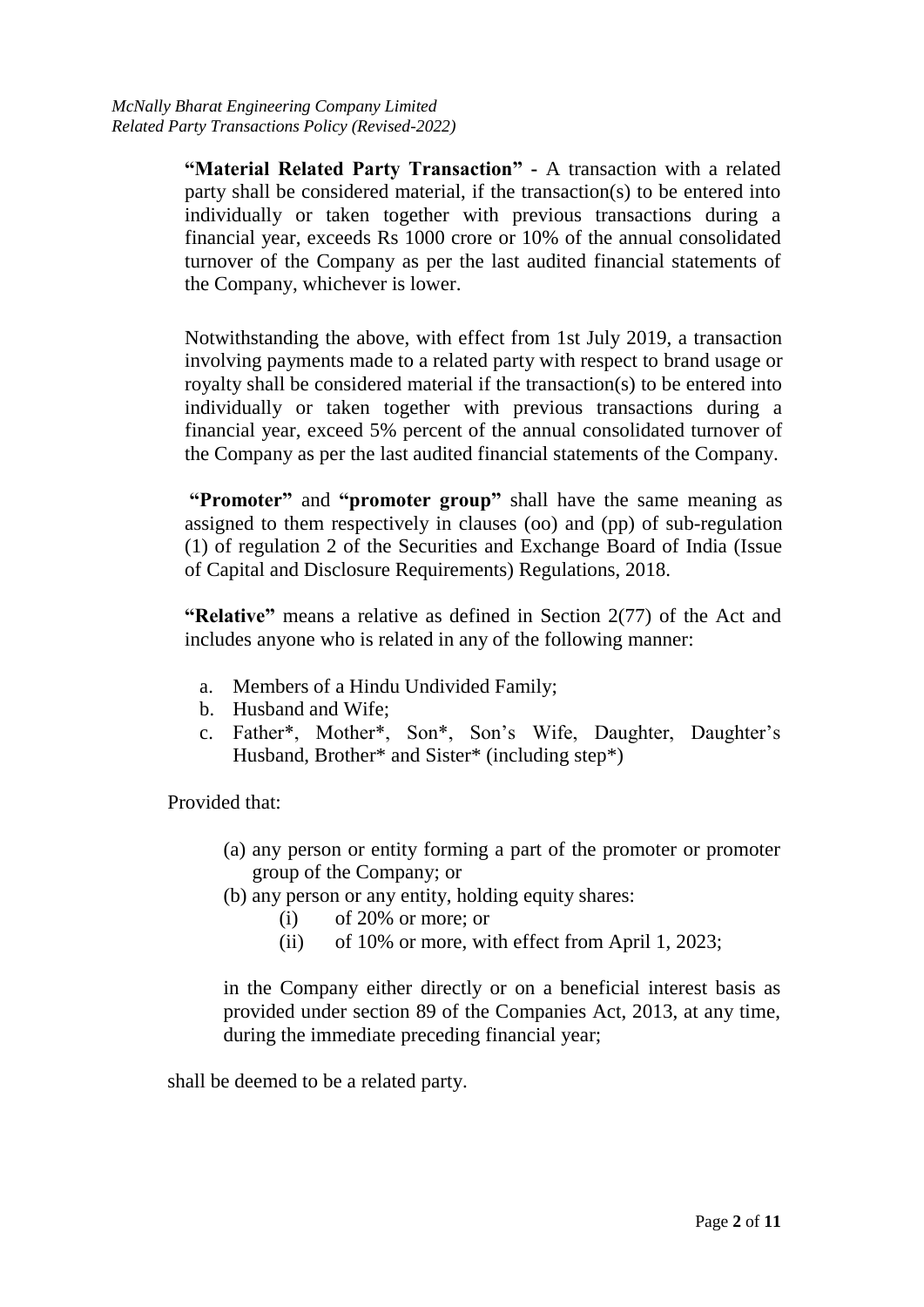**"Material Related Party Transaction"** - A transaction with a related party shall be considered material, if the transaction(s) to be entered into individually or taken together with previous transactions during a financial year, exceeds Rs 1000 crore or 10% of the annual consolidated turnover of the Company as per the last audited financial statements of the Company, whichever is lower.

Notwithstanding the above, with effect from 1st July 2019, a transaction involving payments made to a related party with respect to brand usage or royalty shall be considered material if the transaction(s) to be entered into individually or taken together with previous transactions during a financial year, exceed 5% percent of the annual consolidated turnover of the Company as per the last audited financial statements of the Company.

**"Promoter"** and **"promoter group"** shall have the same meaning as assigned to them respectively in clauses (oo) and (pp) of sub-regulation (1) of regulation 2 of the Securities and Exchange Board of India (Issue of Capital and Disclosure Requirements) Regulations, 2018.

**"Relative"** means a relative as defined in Section 2(77) of the Act and includes anyone who is related in any of the following manner:

a. Members of a Hindu Undivided Family;
b. Husband and Wife;
c. Father*, Mother*, Son*, Son's Wife, Daughter, Daughter's Husband, Brother* and Sister* (including step*)

Provided that:

(a) any person or entity forming a part of the promoter or promoter group of the Company; or
(b) any person or any entity, holding equity shares:
   (i) of 20% or more; or
   (ii) of 10% or more, with effect from April 1, 2023;

in the Company either directly or on a beneficial interest basis as provided under section 89 of the Companies Act, 2013, at any time, during the immediate preceding financial year;

shall be deemed to be a related party.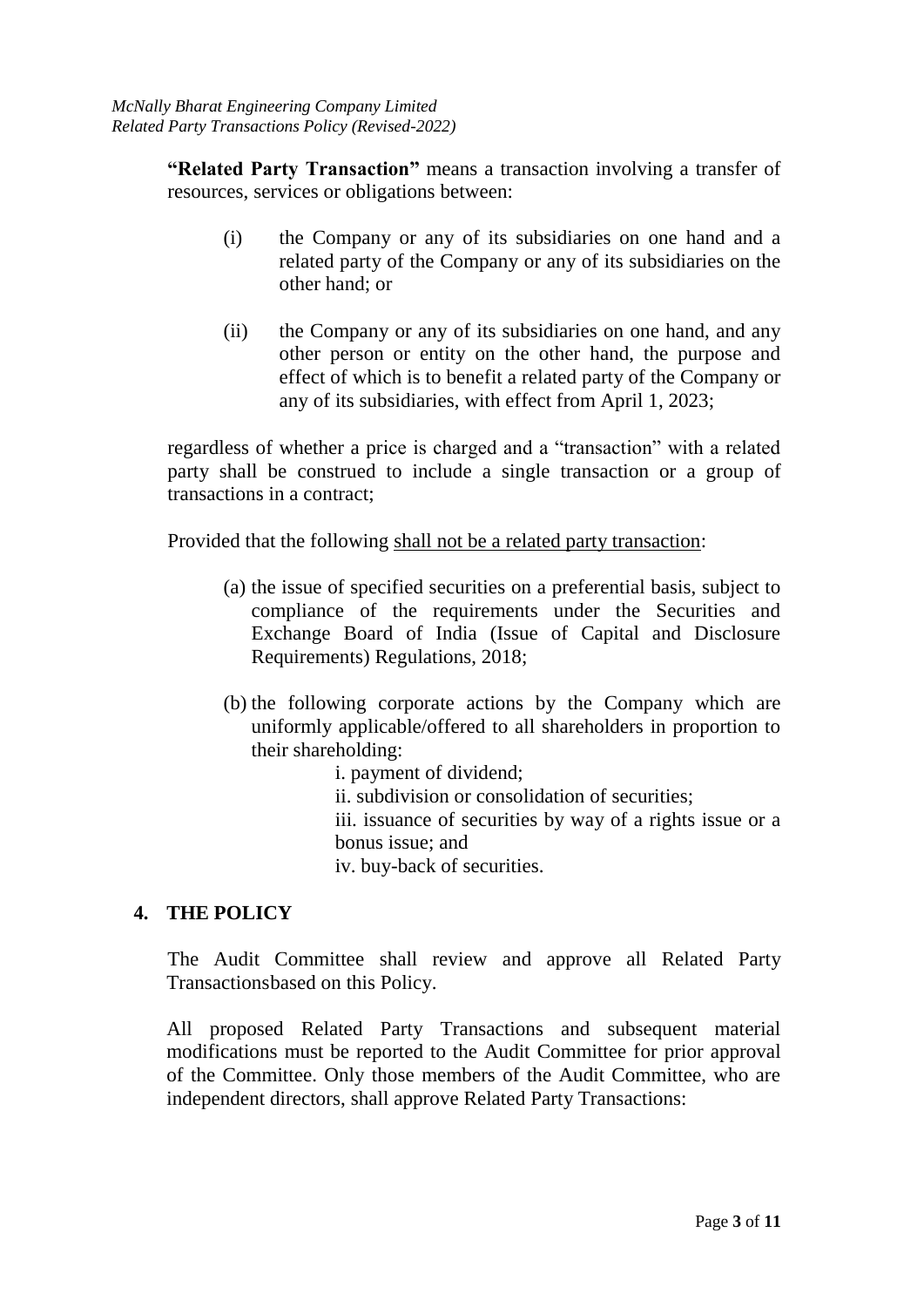**"Related Party Transaction"** means a transaction involving a transfer of resources, services or obligations between:

(i) the Company or any of its subsidiaries on one hand and a related party of the Company or any of its subsidiaries on the other hand; or

(ii) the Company or any of its subsidiaries on one hand, and any other person or entity on the other hand, the purpose and effect of which is to benefit a related party of the Company or any of its subsidiaries, with effect from April 1, 2023;

regardless of whether a price is charged and a "transaction" with a related party shall be construed to include a single transaction or a group of transactions in a contract;

Provided that the following <u>shall not be a related party transaction</u>:

(a) the issue of specified securities on a preferential basis, subject to compliance of the requirements under the Securities and Exchange Board of India (Issue of Capital and Disclosure Requirements) Regulations, 2018;

(b) the following corporate actions by the Company which are uniformly applicable/offered to all shareholders in proportion to their shareholding:

i. payment of dividend;
ii. subdivision or consolidation of securities;
iii. issuance of securities by way of a rights issue or a bonus issue; and
iv. buy-back of securities.

## 4. THE POLICY

The Audit Committee shall review and approve all Related Party Transactionsbased on this Policy.

All proposed Related Party Transactions and subsequent material modifications must be reported to the Audit Committee for prior approval of the Committee. Only those members of the Audit Committee, who are independent directors, shall approve Related Party Transactions: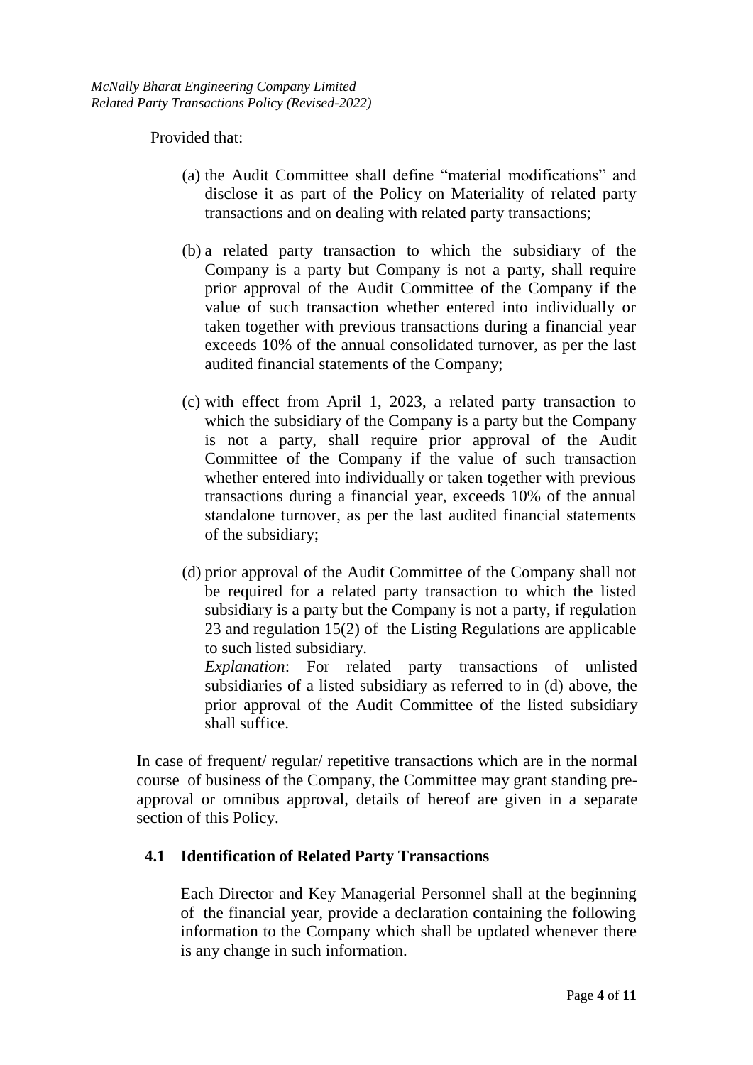Provided that:

(a) the Audit Committee shall define "material modifications" and disclose it as part of the Policy on Materiality of related party transactions and on dealing with related party transactions;

(b) a related party transaction to which the subsidiary of the Company is a party but Company is not a party, shall require prior approval of the Audit Committee of the Company if the value of such transaction whether entered into individually or taken together with previous transactions during a financial year exceeds 10% of the annual consolidated turnover, as per the last audited financial statements of the Company;

(c) with effect from April 1, 2023, a related party transaction to which the subsidiary of the Company is a party but the Company is not a party, shall require prior approval of the Audit Committee of the Company if the value of such transaction whether entered into individually or taken together with previous transactions during a financial year, exceeds 10% of the annual standalone turnover, as per the last audited financial statements of the subsidiary;

(d) prior approval of the Audit Committee of the Company shall not be required for a related party transaction to which the listed subsidiary is a party but the Company is not a party, if regulation 23 and regulation 15(2) of the Listing Regulations are applicable to such listed subsidiary.
*Explanation*: For related party transactions of unlisted subsidiaries of a listed subsidiary as referred to in (d) above, the prior approval of the Audit Committee of the listed subsidiary shall suffice.

In case of frequent/ regular/ repetitive transactions which are in the normal course of business of the Company, the Committee may grant standing pre-approval or omnibus approval, details of hereof are given in a separate section of this Policy.

### 4.1 Identification of Related Party Transactions

Each Director and Key Managerial Personnel shall at the beginning of the financial year, provide a declaration containing the following information to the Company which shall be updated whenever there is any change in such information.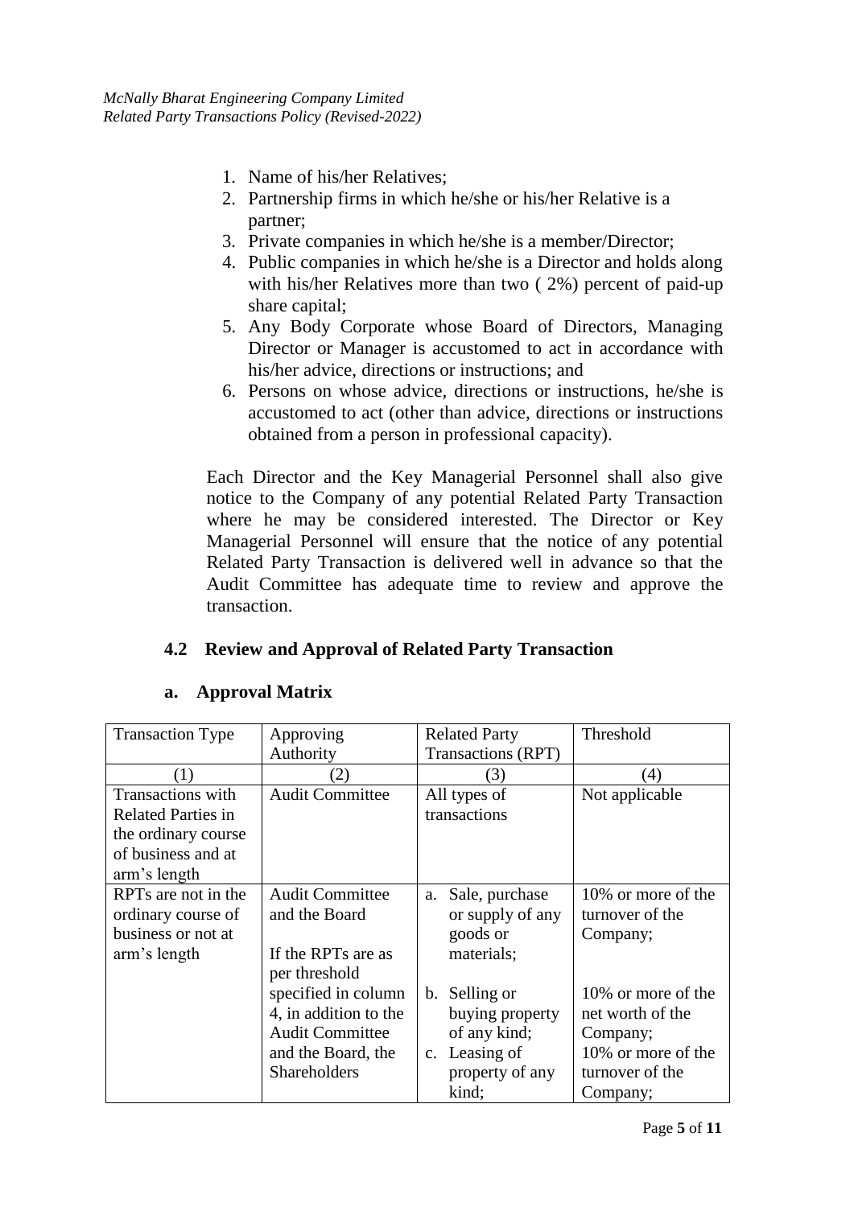1. Name of his/her Relatives;
2. Partnership firms in which he/she or his/her Relative is a partner;
3. Private companies in which he/she is a member/Director;
4. Public companies in which he/she is a Director and holds along with his/her Relatives more than two ( 2%) percent of paid-up share capital;
5. Any Body Corporate whose Board of Directors, Managing Director or Manager is accustomed to act in accordance with his/her advice, directions or instructions; and
6. Persons on whose advice, directions or instructions, he/she is accustomed to act (other than advice, directions or instructions obtained from a person in professional capacity).

Each Director and the Key Managerial Personnel shall also give notice to the Company of any potential Related Party Transaction where he may be considered interested. The Director or Key Managerial Personnel will ensure that the notice of any potential Related Party Transaction is delivered well in advance so that the Audit Committee has adequate time to review and approve the transaction.

## 4.2 Review and Approval of Related Party Transaction

### a. Approval Matrix

| Transaction Type | Approving Authority | Related Party Transactions (RPT) | Threshold |
|---|---|---|---|
| (1) | (2) | (3) | (4) |
| Transactions with Related Parties in the ordinary course of business and at arm's length | Audit Committee | All types of transactions | Not applicable |
| RPTs are not in the ordinary course of business or not at arm's length | Audit Committee and the Board<br><br>If the RPTs are as per threshold specified in column 4, in addition to the Audit Committee and the Board, the Shareholders | a. Sale, purchase or supply of any goods or materials; | 10% or more of the turnover of the Company; |
| | | b. Selling or buying property of any kind; | 10% or more of the net worth of the Company; |
| | | c. Leasing of property of any kind; | 10% or more of the turnover of the Company; |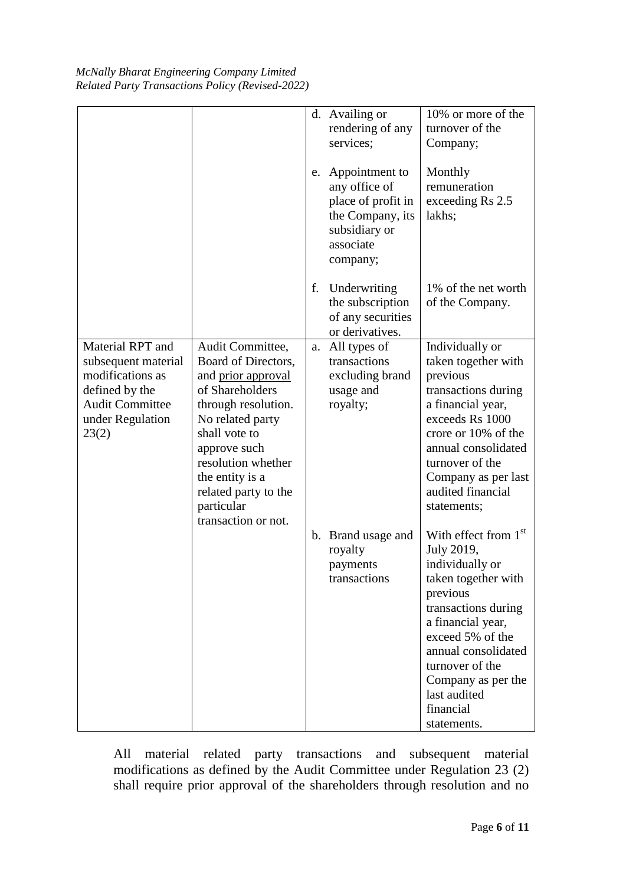| | | | |
|---|---|---|---|
| | | d. Availing or rendering of any services; | 10% or more of the turnover of the Company; |
| | | e. Appointment to any office of place of profit in the Company, its subsidiary or associate company; | Monthly remuneration exceeding Rs 2.5 lakhs; |
| | | f. Underwriting the subscription of any securities or derivatives. | 1% of the net worth of the Company. |
| Material RPT and subsequent material modifications as defined by the Audit Committee under Regulation 23(2) | Audit Committee, Board of Directors, and <u>prior approval</u> of Shareholders through resolution. No related party shall vote to approve such resolution whether the entity is a related party to the particular transaction or not. | a. All types of transactions excluding brand usage and royalty; | Individually or taken together with previous transactions during a financial year, exceeds Rs 1000 crore or 10% of the annual consolidated turnover of the Company as per last audited financial statements; |
| | | b. Brand usage and royalty payments transactions | With effect from 1st July 2019, individually or taken together with previous transactions during a financial year, exceed 5% of the annual consolidated turnover of the Company as per the last audited financial statements. |

All material related party transactions and subsequent material modifications as defined by the Audit Committee under Regulation 23 (2) shall require prior approval of the shareholders through resolution and no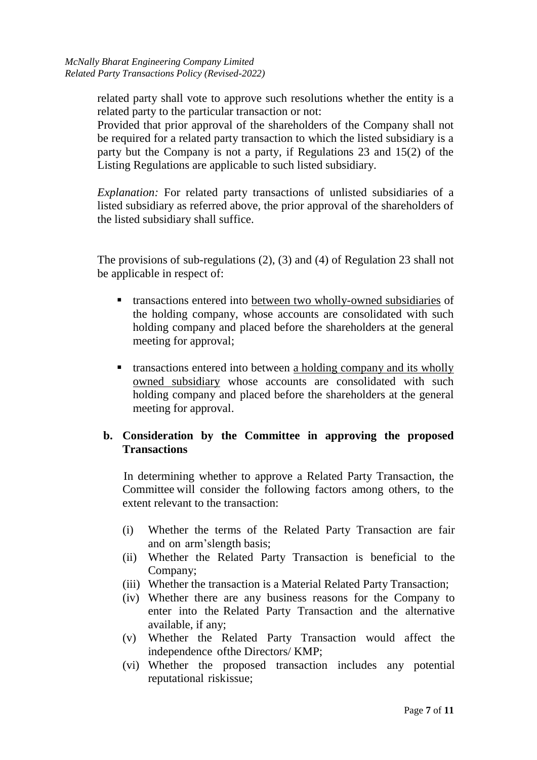related party shall vote to approve such resolutions whether the entity is a related party to the particular transaction or not:

Provided that prior approval of the shareholders of the Company shall not be required for a related party transaction to which the listed subsidiary is a party but the Company is not a party, if Regulations 23 and 15(2) of the Listing Regulations are applicable to such listed subsidiary.

*Explanation:* For related party transactions of unlisted subsidiaries of a listed subsidiary as referred above, the prior approval of the shareholders of the listed subsidiary shall suffice.

The provisions of sub-regulations (2), (3) and (4) of Regulation 23 shall not be applicable in respect of:

- transactions entered into <u>between two wholly-owned subsidiaries</u> of the holding company, whose accounts are consolidated with such holding company and placed before the shareholders at the general meeting for approval;
- transactions entered into between <u>a holding company and its wholly owned subsidiary</u> whose accounts are consolidated with such holding company and placed before the shareholders at the general meeting for approval.

**b. Consideration by the Committee in approving the proposed Transactions**

In determining whether to approve a Related Party Transaction, the Committee will consider the following factors among others, to the extent relevant to the transaction:

(i) Whether the terms of the Related Party Transaction are fair and on arm'slength basis;
(ii) Whether the Related Party Transaction is beneficial to the Company;
(iii) Whether the transaction is a Material Related Party Transaction;
(iv) Whether there are any business reasons for the Company to enter into the Related Party Transaction and the alternative available, if any;
(v) Whether the Related Party Transaction would affect the independence ofthe Directors/ KMP;
(vi) Whether the proposed transaction includes any potential reputational riskissue;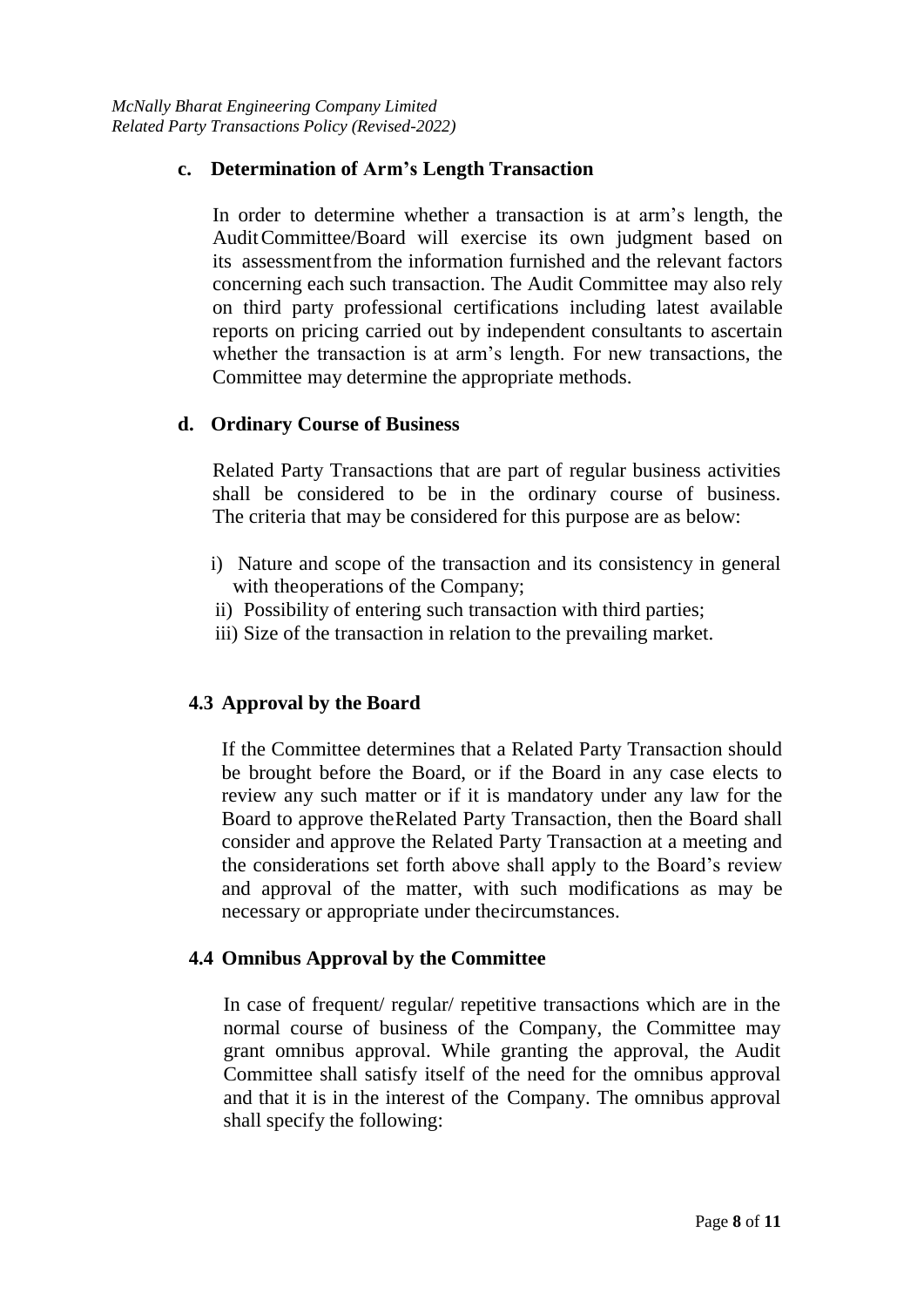#### c. Determination of Arm's Length Transaction

In order to determine whether a transaction is at arm's length, the Audit Committee/Board will exercise its own judgment based on its assessment from the information furnished and the relevant factors concerning each such transaction. The Audit Committee may also rely on third party professional certifications including latest available reports on pricing carried out by independent consultants to ascertain whether the transaction is at arm's length. For new transactions, the Committee may determine the appropriate methods.

#### d. Ordinary Course of Business

Related Party Transactions that are part of regular business activities shall be considered to be in the ordinary course of business. The criteria that may be considered for this purpose are as below:

i) Nature and scope of the transaction and its consistency in general with the operations of the Company;
ii) Possibility of entering such transaction with third parties;
iii) Size of the transaction in relation to the prevailing market.

### 4.3 Approval by the Board

If the Committee determines that a Related Party Transaction should be brought before the Board, or if the Board in any case elects to review any such matter or if it is mandatory under any law for the Board to approve the Related Party Transaction, then the Board shall consider and approve the Related Party Transaction at a meeting and the considerations set forth above shall apply to the Board's review and approval of the matter, with such modifications as may be necessary or appropriate under the circumstances.

### 4.4 Omnibus Approval by the Committee

In case of frequent/ regular/ repetitive transactions which are in the normal course of business of the Company, the Committee may grant omnibus approval. While granting the approval, the Audit Committee shall satisfy itself of the need for the omnibus approval and that it is in the interest of the Company. The omnibus approval shall specify the following: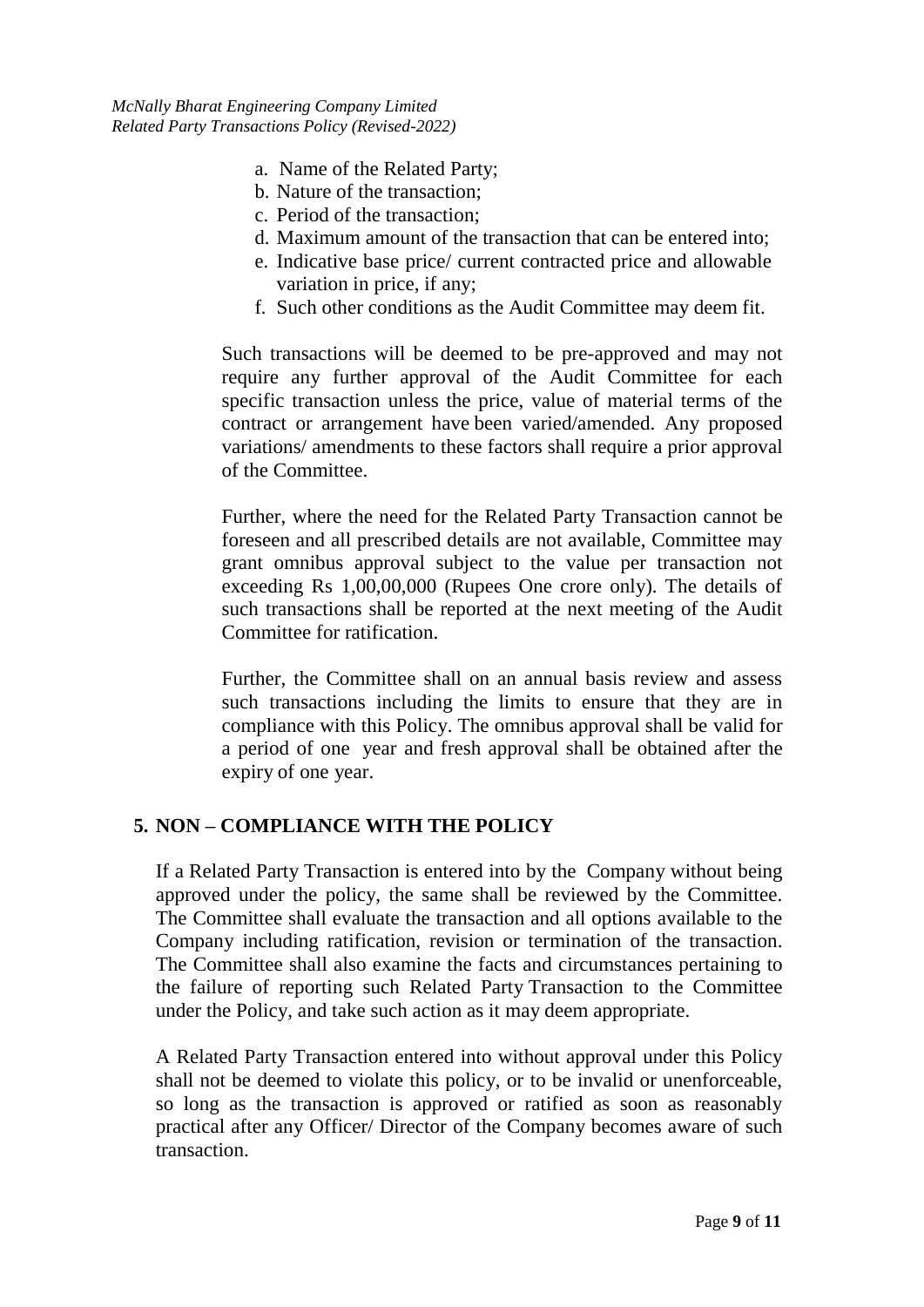a. Name of the Related Party;
b. Nature of the transaction;
c. Period of the transaction;
d. Maximum amount of the transaction that can be entered into;
e. Indicative base price/ current contracted price and allowable variation in price, if any;
f. Such other conditions as the Audit Committee may deem fit.

Such transactions will be deemed to be pre-approved and may not require any further approval of the Audit Committee for each specific transaction unless the price, value of material terms of the contract or arrangement have been varied/amended. Any proposed variations/ amendments to these factors shall require a prior approval of the Committee.

Further, where the need for the Related Party Transaction cannot be foreseen and all prescribed details are not available, Committee may grant omnibus approval subject to the value per transaction not exceeding Rs 1,00,00,000 (Rupees One crore only). The details of such transactions shall be reported at the next meeting of the Audit Committee for ratification.

Further, the Committee shall on an annual basis review and assess such transactions including the limits to ensure that they are in compliance with this Policy. The omnibus approval shall be valid for a period of one year and fresh approval shall be obtained after the expiry of one year.

## 5. NON – COMPLIANCE WITH THE POLICY

If a Related Party Transaction is entered into by the Company without being approved under the policy, the same shall be reviewed by the Committee. The Committee shall evaluate the transaction and all options available to the Company including ratification, revision or termination of the transaction. The Committee shall also examine the facts and circumstances pertaining to the failure of reporting such Related Party Transaction to the Committee under the Policy, and take such action as it may deem appropriate.

A Related Party Transaction entered into without approval under this Policy shall not be deemed to violate this policy, or to be invalid or unenforceable, so long as the transaction is approved or ratified as soon as reasonably practical after any Officer/ Director of the Company becomes aware of such transaction.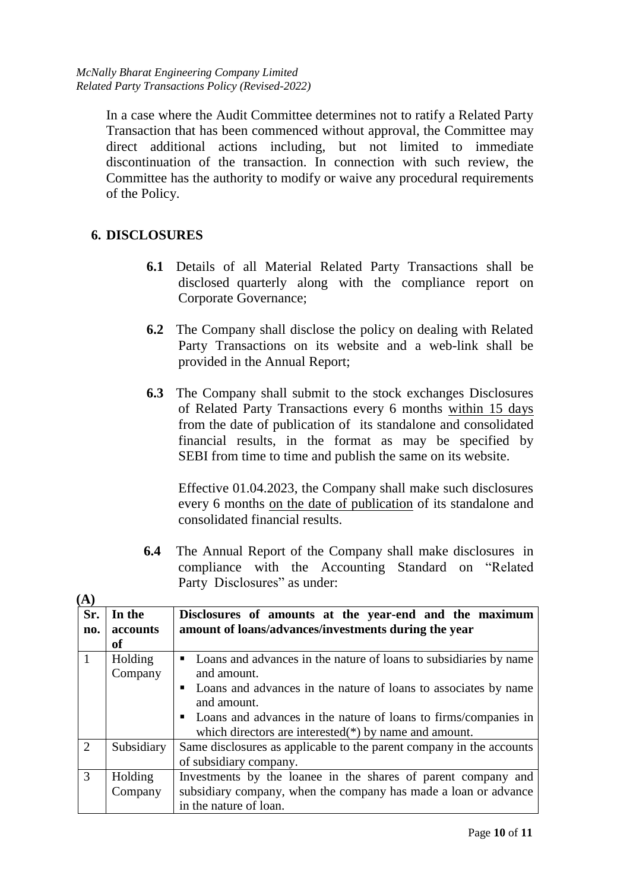In a case where the Audit Committee determines not to ratify a Related Party Transaction that has been commenced without approval, the Committee may direct additional actions including, but not limited to immediate discontinuation of the transaction. In connection with such review, the Committee has the authority to modify or waive any procedural requirements of the Policy.

## 6. DISCLOSURES

**6.1** Details of all Material Related Party Transactions shall be disclosed quarterly along with the compliance report on Corporate Governance;

**6.2** The Company shall disclose the policy on dealing with Related Party Transactions on its website and a web-link shall be provided in the Annual Report;

**6.3** The Company shall submit to the stock exchanges Disclosures of Related Party Transactions every 6 months <u>within 15 days</u> from the date of publication of its standalone and consolidated financial results, in the format as may be specified by SEBI from time to time and publish the same on its website.

Effective 01.04.2023, the Company shall make such disclosures every 6 months <u>on the date of publication</u> of its standalone and consolidated financial results.

**6.4** The Annual Report of the Company shall make disclosures in compliance with the Accounting Standard on "Related Party Disclosures" as under:

**(A)**

| **Sr. no.** | **In the accounts of** | **Disclosures of amounts at the year-end and the maximum amount of loans/advances/investments during the year** |
|---|---|---|
| 1 | Holding Company | ▪ Loans and advances in the nature of loans to subsidiaries by name and amount.<br>▪ Loans and advances in the nature of loans to associates by name and amount.<br>▪ Loans and advances in the nature of loans to firms/companies in which directors are interested(*) by name and amount. |
| 2 | Subsidiary | Same disclosures as applicable to the parent company in the accounts of subsidiary company. |
| 3 | Holding Company | Investments by the loanee in the shares of parent company and subsidiary company, when the company has made a loan or advance in the nature of loan. |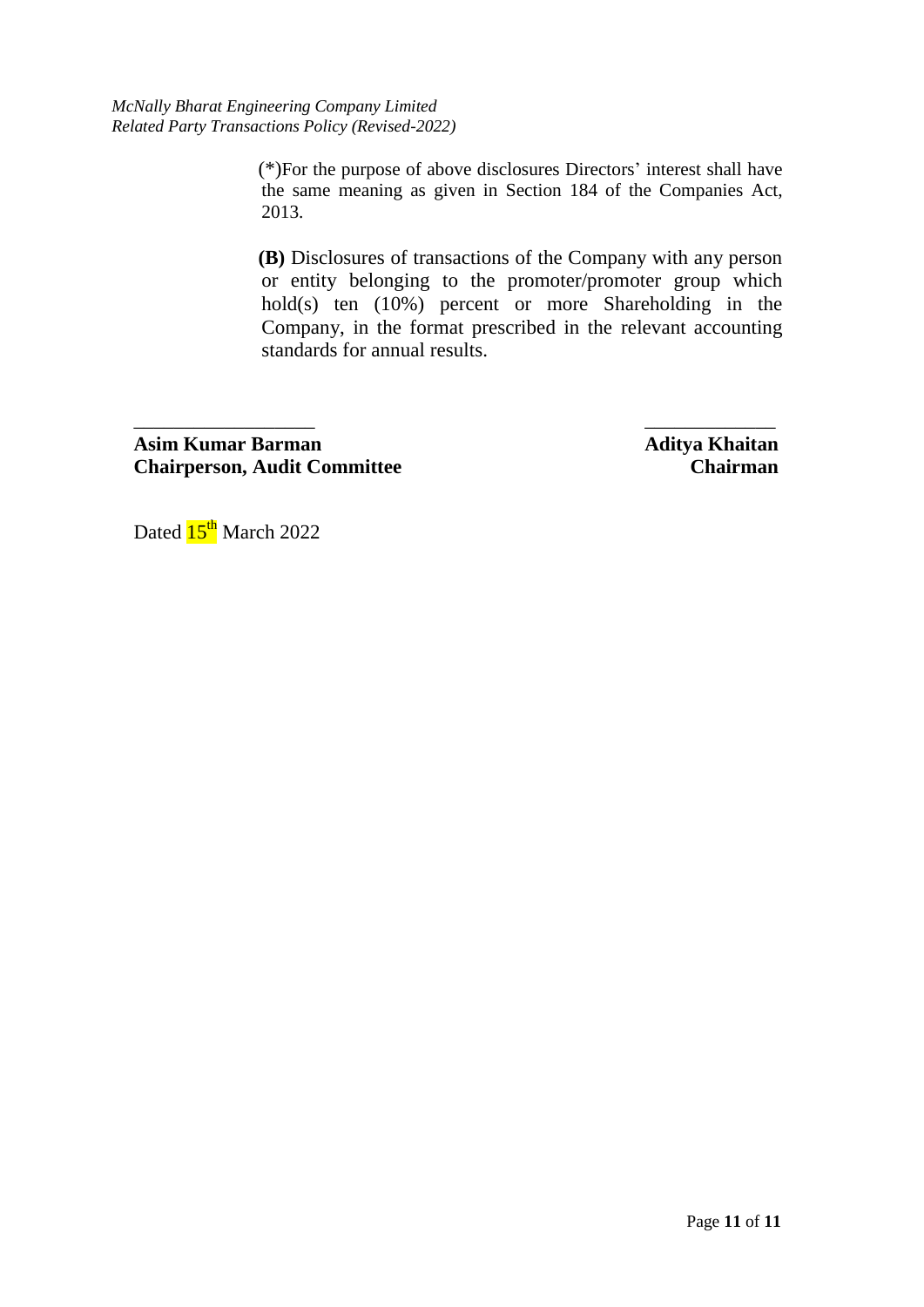(*)For the purpose of above disclosures Directors' interest shall have the same meaning as given in Section 184 of the Companies Act, 2013.

**(B)** Disclosures of transactions of the Company with any person or entity belonging to the promoter/promoter group which hold(s) ten (10%) percent or more Shareholding in the Company, in the format prescribed in the relevant accounting standards for annual results.

| | |
|---|---|
| \_\_\_\_\_\_\_\_\_\_\_\_\_\_\_\_\_\_ | \_\_\_\_\_\_\_\_\_\_\_\_\_ |
| **Asim Kumar Barman** | **Aditya Khaitan** |
| **Chairperson, Audit Committee** | **Chairman** |

Dated 15th March 2022